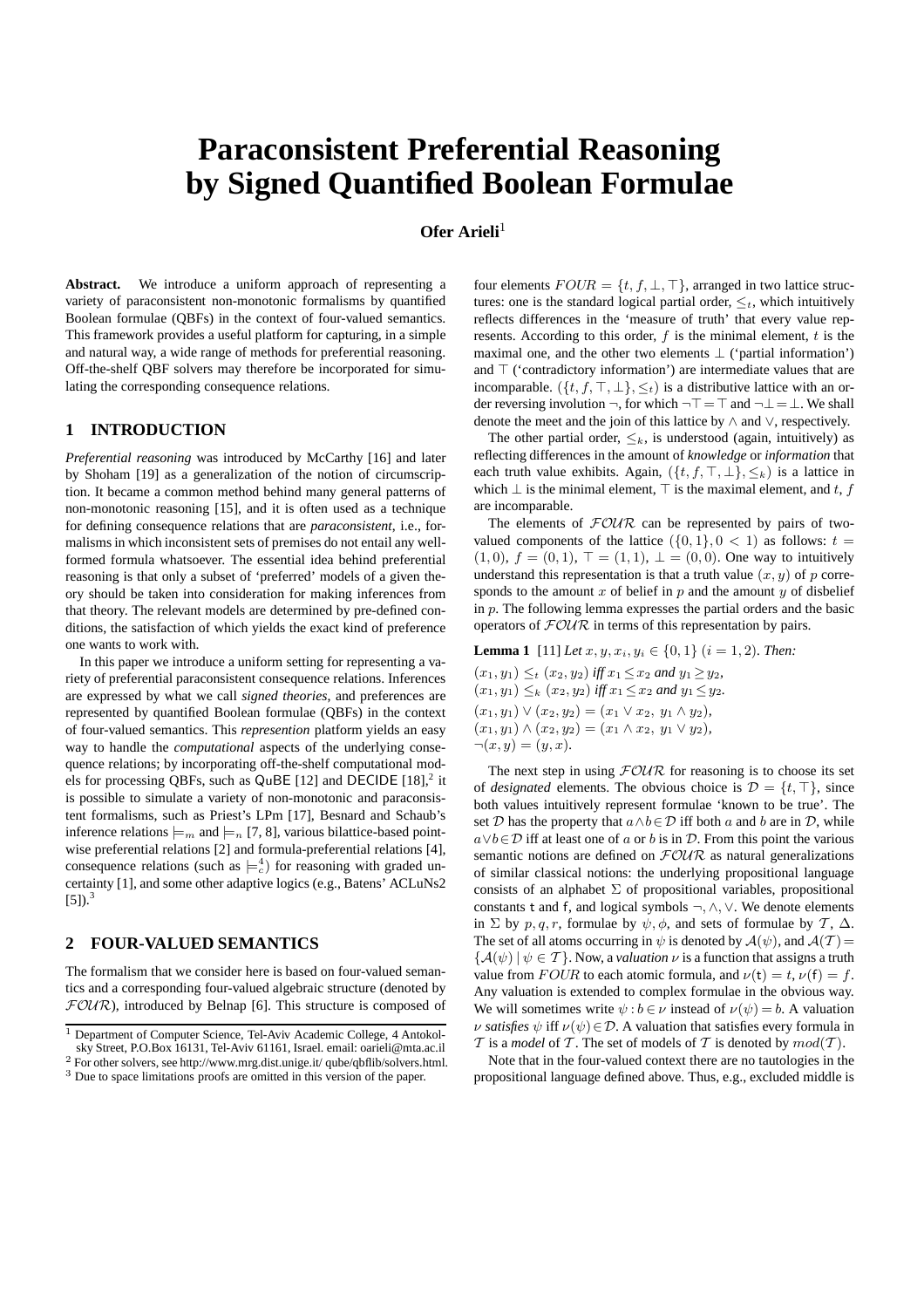# Paraconsistent Preferential Reasoning by Signed Quantified Boolean Formulae

**Ofer Arieli**[1]

**Abstract.** We introduce a uniform approach of representing a variety of paraconsistent non-monotonic formalisms by quantified Boolean formulae (QBFs) in the context of four-valued semantics. This framework provides a useful platform for capturing, in a simple and natural way, a wide range of methods for preferential reasoning. Off-the-shelf QBF solvers may therefore be incorporated for simulating the corresponding consequence relations.

## 1 INTRODUCTION

*Preferential reasoning* was introduced by McCarthy [16] and later by Shoham [19] as a generalization of the notion of circumscription. It became a common method behind many general patterns of non-monotonic reasoning [15], and it is often used as a technique for defining consequence relations that are *paraconsistent*, i.e., formalisms in which inconsistent sets of premises do not entail any well-formed formula whatsoever. The essential idea behind preferential reasoning is that only a subset of 'preferred' models of a given theory should be taken into consideration for making inferences from that theory. The relevant models are determined by pre-defined conditions, the satisfaction of which yields the exact kind of preference one wants to work with.

In this paper we introduce a uniform setting for representing a variety of preferential paraconsistent consequence relations. Inferences are expressed by what we call *signed theories*, and preferences are represented by quantified Boolean formulae (QBFs) in the context of four-valued semantics. This *represention* platform yields an easy way to handle the *computational* aspects of the underlying consequence relations; by incorporating off-the-shelf computational models for processing QBFs, such as QuBE [12] and DECIDE [18],[2] it is possible to simulate a variety of non-monotonic and paraconsistent formalisms, such as Priest's LPm [17], Besnard and Schaub's inference relations $\models_m$ and $\models_n$ [7, 8], various bilattice-based pointwise preferential relations [2] and formula-preferential relations [4], consequence relations (such as $\models_c^4$) for reasoning with graded uncertainty [1], and some other adaptive logics (e.g., Batens' ACLuNs2 [5]).[3]

## 2 FOUR-VALUED SEMANTICS

The formalism that we consider here is based on four-valued semantics and a corresponding four-valued algebraic structure (denoted by $\mathcal{FOUR}$), introduced by Belnap [6]. This structure is composed of four elements $FOUR = \{t, f, \bot, \top\}$, arranged in two lattice structures: one is the standard logical partial order, $\leq_t$, which intuitively reflects differences in the 'measure of truth' that every value represents. According to this order, $f$ is the minimal element, $t$ is the maximal one, and the other two elements $\bot$ ('partial information') and $\top$ ('contradictory information') are intermediate values that are incomparable. $(\{t, f, \top, \bot\}, \leq_t)$ is a distributive lattice with an order reversing involution $\neg$, for which $\neg\top = \top$ and $\neg\bot = \bot$. We shall denote the meet and the join of this lattice by $\wedge$ and $\vee$, respectively.

The other partial order, $\leq_k$, is understood (again, intuitively) as reflecting differences in the amount of *knowledge* or *information* that each truth value exhibits. Again, $(\{t, f, \top, \bot\}, \leq_k)$ is a lattice in which $\bot$ is the minimal element, $\top$ is the maximal element, and $t, f$ are incomparable.

The elements of $\mathcal{FOUR}$ can be represented by pairs of two-valued components of the lattice $(\{0, 1\}, 0 < 1)$ as follows: $t = (1, 0)$, $f = (0, 1)$, $\top = (1, 1)$, $\bot = (0, 0)$. One way to intuitively understand this representation is that a truth value $(x, y)$ of $p$ corresponds to the amount $x$ of belief in $p$ and the amount $y$ of disbelief in $p$. The following lemma expresses the partial orders and the basic operators of $\mathcal{FOUR}$ in terms of this representation by pairs.

**Lemma 1** [11] *Let $x, y, x_i, y_i \in \{0, 1\}$ $(i = 1, 2)$. Then:*

$(x_1, y_1) \leq_t (x_2, y_2)$ *iff* $x_1 \leq x_2$ *and* $y_1 \geq y_2$,
$(x_1, y_1) \leq_k (x_2, y_2)$ *iff* $x_1 \leq x_2$ *and* $y_1 \leq y_2$.
$(x_1, y_1) \vee (x_2, y_2) = (x_1 \vee x_2,\ y_1 \wedge y_2)$,
$(x_1, y_1) \wedge (x_2, y_2) = (x_1 \wedge x_2,\ y_1 \vee y_2)$,
$\neg(x, y) = (y, x)$.

The next step in using $\mathcal{FOUR}$ for reasoning is to choose its set of *designated* elements. The obvious choice is $\mathcal{D} = \{t, \top\}$, since both values intuitively represent formulae 'known to be true'. The set $\mathcal{D}$ has the property that $a \wedge b \in \mathcal{D}$ iff both $a$ and $b$ are in $\mathcal{D}$, while $a \vee b \in \mathcal{D}$ iff at least one of $a$ or $b$ is in $\mathcal{D}$. From this point the various semantic notions are defined on $\mathcal{FOUR}$ as natural generalizations of similar classical notions: the underlying propositional language consists of an alphabet $\Sigma$ of propositional variables, propositional constants $\mathsf{t}$ and $\mathsf{f}$, and logical symbols $\neg, \wedge, \vee$. We denote elements in $\Sigma$ by $p, q, r$, formulae by $\psi, \phi$, and sets of formulae by $\mathcal{T}$, $\Delta$. The set of all atoms occurring in $\psi$ is denoted by $\mathcal{A}(\psi)$, and $\mathcal{A}(\mathcal{T}) = \{\mathcal{A}(\psi) \mid \psi \in \mathcal{T}\}$. Now, a *valuation* $\nu$ is a function that assigns a truth value from $FOUR$ to each atomic formula, and $\nu(\mathsf{t}) = t$, $\nu(\mathsf{f}) = f$. Any valuation is extended to complex formulae in the obvious way. We will sometimes write $\psi : b \in \nu$ instead of $\nu(\psi) = b$. A valuation $\nu$ *satisfies* $\psi$ iff $\nu(\psi) \in \mathcal{D}$. A valuation that satisfies every formula in $\mathcal{T}$ is a *model* of $\mathcal{T}$. The set of models of $\mathcal{T}$ is denoted by $mod(\mathcal{T})$.

Note that in the four-valued context there are no tautologies in the propositional language defined above. Thus, e.g., excluded middle is

---

[1] Department of Computer Science, Tel-Aviv Academic College, 4 Antokolsky Street, P.O.Box 16131, Tel-Aviv 61161, Israel. email: oarieli@mta.ac.il

[2] For other solvers, see http://www.mrg.dist.unige.it/ qube/qbflib/solvers.html.

[3] Due to space limitations proofs are omitted in this version of the paper.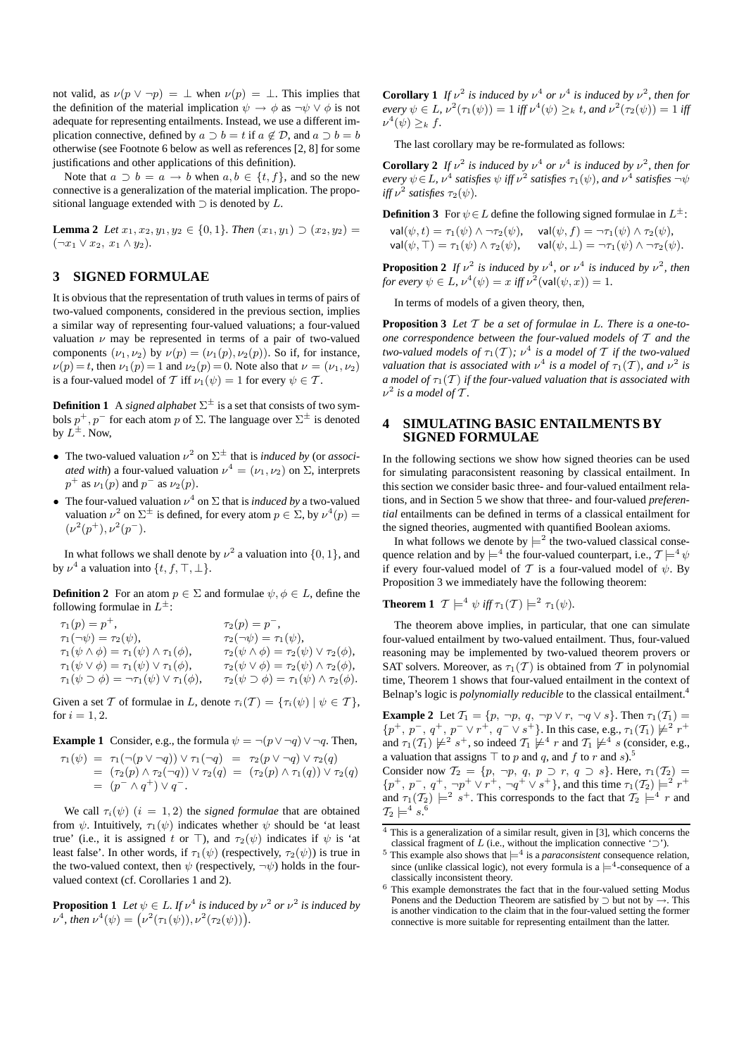not valid, as $\nu(p \vee \neg p) = \bot$ when $\nu(p) = \bot$. This implies that the definition of the material implication $\psi \rightarrow \phi$ as $\neg\psi \vee \phi$ is not adequate for representing entailments. Instead, we use a different implication connective, defined by $a \supset b = t$ if $a \notin \mathcal{D}$, and $a \supset b = b$ otherwise (see Footnote 6 below as well as references [2, 8] for some justifications and other applications of this definition).

Note that $a \supset b = a \rightarrow b$ when $a, b \in \{t, f\}$, and so the new connective is a generalization of the material implication. The propositional language extended with $\supset$ is denoted by $L$.

**Lemma 2** *Let $x_1, x_2, y_1, y_2 \in \{0, 1\}$. Then $(x_1, y_1) \supset (x_2, y_2) = (\neg x_1 \vee x_2,\ x_1 \wedge y_2)$.*

## 3 SIGNED FORMULAE

It is obvious that the representation of truth values in terms of pairs of two-valued components, considered in the previous section, implies a similar way of representing four-valued valuations; a four-valued valuation $\nu$ may be represented in terms of a pair of two-valued components $(\nu_1, \nu_2)$ by $\nu(p) = (\nu_1(p), \nu_2(p))$. So if, for instance, $\nu(p) = t$, then $\nu_1(p) = 1$ and $\nu_2(p) = 0$. Note also that $\nu = (\nu_1, \nu_2)$ is a four-valued model of $\mathcal{T}$ iff $\nu_1(\psi) = 1$ for every $\psi \in \mathcal{T}$.

**Definition 1** A *signed alphabet* $\Sigma^{\pm}$ is a set that consists of two symbols $p^+, p^-$ for each atom $p$ of $\Sigma$. The language over $\Sigma^{\pm}$ is denoted by $L^{\pm}$. Now,

- The two-valued valuation $\nu^2$ on $\Sigma^{\pm}$ that is *induced by* (or *associated with*) a four-valued valuation $\nu^4 = (\nu_1, \nu_2)$ on $\Sigma$, interprets $p^+$ as $\nu_1(p)$ and $p^-$ as $\nu_2(p)$.
- The four-valued valuation $\nu^4$ on $\Sigma$ that is *induced by* a two-valued valuation $\nu^2$ on $\Sigma^{\pm}$ is defined, for every atom $p \in \Sigma$, by $\nu^4(p) = (\nu^2(p^+), \nu^2(p^-))$.

In what follows we shall denote by $\nu^2$ a valuation into $\{0, 1\}$, and by $\nu^4$ a valuation into $\{t, f, \top, \bot\}$.

**Definition 2** For an atom $p \in \Sigma$ and formulae $\psi, \phi \in L$, define the following formulae in $L^{\pm}$:

$$
\begin{array}{ll}
\tau_1(p) = p^+, & \tau_2(p) = p^-, \\
\tau_1(\neg\psi) = \tau_2(\psi), & \tau_2(\neg\psi) = \tau_1(\psi), \\
\tau_1(\psi \wedge \phi) = \tau_1(\psi) \wedge \tau_1(\phi), & \tau_2(\psi \wedge \phi) = \tau_2(\psi) \vee \tau_2(\phi), \\
\tau_1(\psi \vee \phi) = \tau_1(\psi) \vee \tau_1(\phi), & \tau_2(\psi \vee \phi) = \tau_2(\psi) \wedge \tau_2(\phi), \\
\tau_1(\psi \supset \phi) = \neg\tau_1(\psi) \vee \tau_1(\phi), & \tau_2(\psi \supset \phi) = \tau_1(\psi) \wedge \tau_2(\phi).
\end{array}
$$

Given a set $\mathcal{T}$ of formulae in $L$, denote $\tau_i(\mathcal{T}) = \{\tau_i(\psi) \mid \psi \in \mathcal{T}\}$, for $i = 1, 2$.

**Example 1** Consider, e.g., the formula $\psi = \neg(p \vee \neg q) \vee \neg q$. Then,

$$
\begin{aligned}
\tau_1(\psi) &= \tau_1(\neg(p \vee \neg q)) \vee \tau_1(\neg q) \;=\; \tau_2(p \vee \neg q) \vee \tau_2(q) \\
&= (\tau_2(p) \wedge \tau_2(\neg q)) \vee \tau_2(q) \;=\; (\tau_2(p) \wedge \tau_1(q)) \vee \tau_2(q) \\
&= (p^- \wedge q^+) \vee q^-.
\end{aligned}
$$

We call $\tau_i(\psi)$ $(i = 1, 2)$ the *signed formulae* that are obtained from $\psi$. Intuitively, $\tau_1(\psi)$ indicates whether $\psi$ should be 'at least true' (i.e., it is assigned $t$ or $\top$), and $\tau_2(\psi)$ indicates if $\psi$ is 'at least false'. In other words, if $\tau_1(\psi)$ (respectively, $\tau_2(\psi)$) is true in the two-valued context, then $\psi$ (respectively, $\neg\psi$) holds in the four-valued context (cf. Corollaries 1 and 2).

**Proposition 1** *Let $\psi \in L$. If $\nu^4$ is induced by $\nu^2$ or $\nu^2$ is induced by $\nu^4$, then $\nu^4(\psi) = \big(\nu^2(\tau_1(\psi)), \nu^2(\tau_2(\psi))\big)$.*

**Corollary 1** *If $\nu^2$ is induced by $\nu^4$ or $\nu^4$ is induced by $\nu^2$, then for every $\psi \in L$, $\nu^2(\tau_1(\psi)) = 1$ iff $\nu^4(\psi) \geq_k t$, and $\nu^2(\tau_2(\psi)) = 1$ iff $\nu^4(\psi) \geq_k f$.*

The last corollary may be re-formulated as follows:

**Corollary 2** *If $\nu^2$ is induced by $\nu^4$ or $\nu^4$ is induced by $\nu^2$, then for every $\psi \in L$, $\nu^4$ satisfies $\psi$ iff $\nu^2$ satisfies $\tau_1(\psi)$, and $\nu^4$ satisfies $\neg\psi$ iff $\nu^2$ satisfies $\tau_2(\psi)$.*

**Definition 3** For $\psi \in L$ define the following signed formulae in $L^{\pm}$:

$$
\begin{array}{ll}
\mathsf{val}(\psi, t) = \tau_1(\psi) \wedge \neg\tau_2(\psi), & \mathsf{val}(\psi, f) = \neg\tau_1(\psi) \wedge \tau_2(\psi), \\
\mathsf{val}(\psi, \top) = \tau_1(\psi) \wedge \tau_2(\psi), & \mathsf{val}(\psi, \bot) = \neg\tau_1(\psi) \wedge \neg\tau_2(\psi).
\end{array}
$$

**Proposition 2** *If $\nu^2$ is induced by $\nu^4$, or $\nu^4$ is induced by $\nu^2$, then for every $\psi \in L$, $\nu^4(\psi) = x$ iff $\nu^2(\mathsf{val}(\psi, x)) = 1$.*

In terms of models of a given theory, then,

**Proposition 3** *Let $\mathcal{T}$ be a set of formulae in $L$. There is a one-to-one correspondence between the four-valued models of $\mathcal{T}$ and the two-valued models of $\tau_1(\mathcal{T})$; $\nu^4$ is a model of $\mathcal{T}$ if the two-valued valuation that is associated with $\nu^4$ is a model of $\tau_1(\mathcal{T})$, and $\nu^2$ is a model of $\tau_1(\mathcal{T})$ if the four-valued valuation that is associated with $\nu^2$ is a model of $\mathcal{T}$.*

## 4 SIMULATING BASIC ENTAILMENTS BY SIGNED FORMULAE

In the following sections we show how signed theories can be used for simulating paraconsistent reasoning by classical entailment. In this section we consider basic three- and four-valued entailment relations, and in Section 5 we show that three- and four-valued *preferential* entailments can be defined in terms of a classical entailment for the signed theories, augmented with quantified Boolean axioms.

In what follows we denote by $\models^2$ the two-valued classical consequence relation and by $\models^4$ the four-valued counterpart, i.e., $\mathcal{T} \models^4 \psi$ if every four-valued model of $\mathcal{T}$ is a four-valued model of $\psi$. By Proposition 3 we immediately have the following theorem:

**Theorem 1** *$\mathcal{T} \models^4 \psi$ iff $\tau_1(\mathcal{T}) \models^2 \tau_1(\psi)$.*

The theorem above implies, in particular, that one can simulate four-valued entailment by two-valued entailment. Thus, four-valued reasoning may be implemented by two-valued theorem provers or SAT solvers. Moreover, as $\tau_1(\mathcal{T})$ is obtained from $\mathcal{T}$ in polynomial time, Theorem 1 shows that four-valued entailment in the context of Belnap's logic is *polynomially reducible* to the classical entailment.[4]

**Example 2** Let $\mathcal{T}_1 = \{p,\ \neg p,\ q,\ \neg p \vee r,\ \neg q \vee s\}$. Then $\tau_1(\mathcal{T}_1) = \{p^+,\ p^-,\ q^+,\ p^- \vee r^+,\ q^- \vee s^+\}$. In this case, e.g., $\tau_1(\mathcal{T}_1) \not\models^2 r^+$ and $\tau_1(\mathcal{T}_1) \not\models^2 s^+$, so indeed $\mathcal{T}_1 \not\models^4 r$ and $\mathcal{T}_1 \not\models^4 s$ (consider, e.g., a valuation that assigns $\top$ to $p$ and $q$, and $f$ to $r$ and $s$).[5]

Consider now $\mathcal{T}_2 = \{p,\ \neg p,\ q,\ p \supset r,\ q \supset s\}$. Here, $\tau_1(\mathcal{T}_2) = \{p^+,\ p^-,\ q^+,\ \neg p^+ \vee r^+,\ \neg q^+ \vee s^+\}$, and this time $\tau_1(\mathcal{T}_2) \models^2 r^+$ and $\tau_1(\mathcal{T}_2) \models^2 s^+$. This corresponds to the fact that $\mathcal{T}_2 \models^4 r$ and $\mathcal{T}_2 \models^4 s$.[6]

---

[4] This is a generalization of a similar result, given in [3], which concerns the classical fragment of $L$ (i.e., without the implication connective '$\supset$').

[5] This example also shows that $\models^4$ is a *paraconsistent* consequence relation, since (unlike classical logic), not every formula is a $\models^4$-consequence of a classically inconsistent theory.

[6] This example demonstrates the fact that in the four-valued setting Modus Ponens and the Deduction Theorem are satisfied by $\supset$ but not by $\rightarrow$. This is another vindication to the claim that in the four-valued setting the former connective is more suitable for representing entailment than the latter.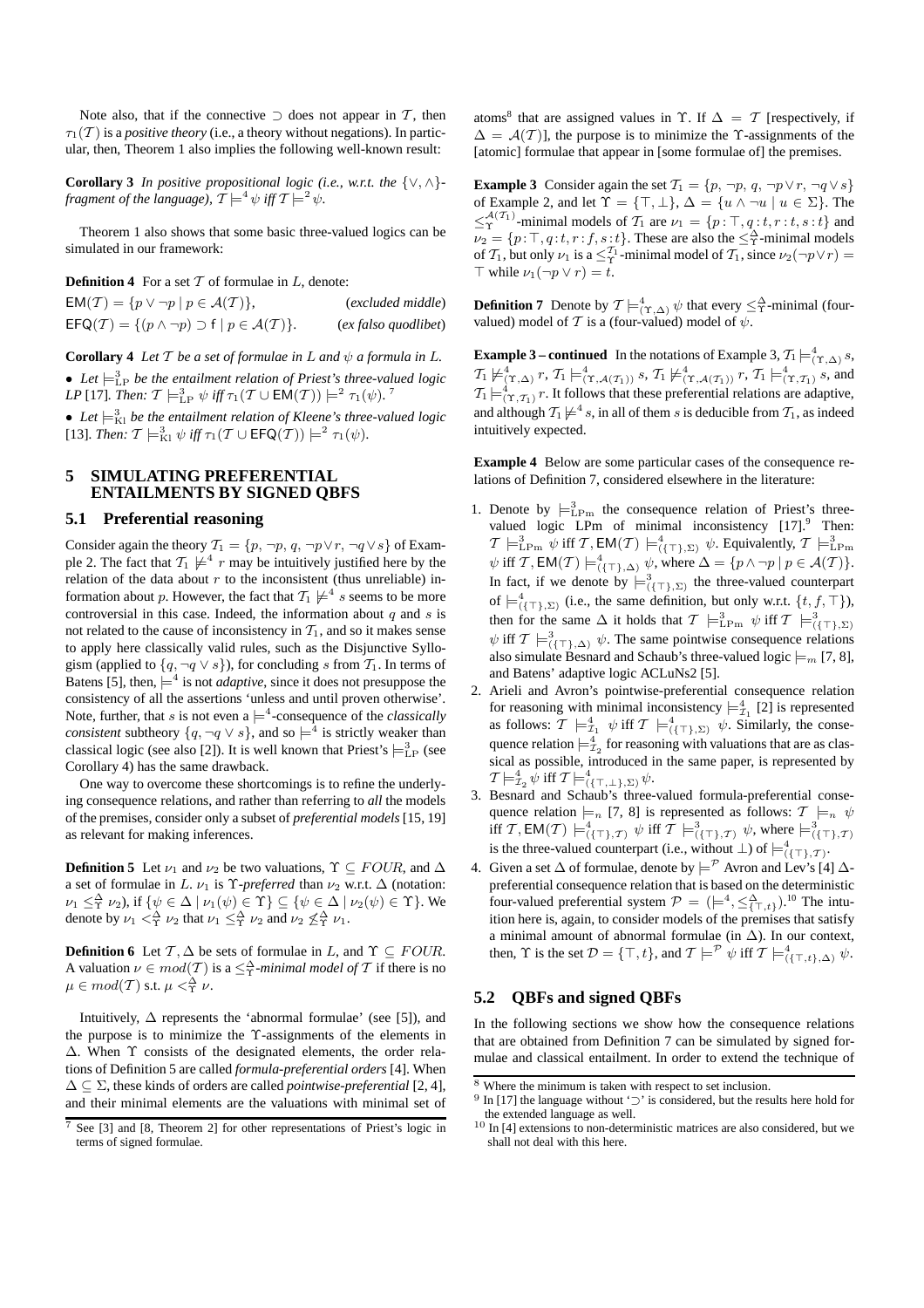Note also, that if the connective $\supset$ does not appear in $\mathcal{T}$, then $\tau_1(\mathcal{T})$ is a *positive theory* (i.e., a theory without negations). In particular, then, Theorem 1 also implies the following well-known result:

**Corollary 3** *In positive propositional logic (i.e., w.r.t. the $\{\vee, \wedge\}$-fragment of the language), $\mathcal{T} \models^4 \psi$ iff $\mathcal{T} \models^2 \psi$.*

Theorem 1 also shows that some basic three-valued logics can be simulated in our framework:

**Definition 4** For a set $\mathcal{T}$ of formulae in $L$, denote:

$\mathsf{EM}(\mathcal{T}) = \{p \vee \neg p \mid p \in \mathcal{A}(\mathcal{T})\}$, (*excluded middle*)

$\mathsf{EFQ}(\mathcal{T}) = \{(p \wedge \neg p) \supset \mathsf{f} \mid p \in \mathcal{A}(\mathcal{T})\}$. (*ex falso quodlibet*)

**Corollary 4** *Let $\mathcal{T}$ be a set of formulae in $L$ and $\psi$ a formula in $L$.*

- *Let $\models^3_{\rm LP}$ be the entailment relation of Priest's three-valued logic LP* [17]*. Then: $\mathcal{T} \models^3_{\rm LP} \psi$ iff $\tau_1(\mathcal{T} \cup \mathsf{EM}(\mathcal{T})) \models^2 \tau_1(\psi)$.* [7]
- *Let $\models^3_{\rm Kl}$ be the entailment relation of Kleene's three-valued logic* [13]*. Then: $\mathcal{T} \models^3_{\rm Kl} \psi$ iff $\tau_1(\mathcal{T} \cup \mathsf{EFQ}(\mathcal{T})) \models^2 \tau_1(\psi)$.*

## 5 SIMULATING PREFERENTIAL ENTAILMENTS BY SIGNED QBFS

### 5.1 Preferential reasoning

Consider again the theory $\mathcal{T}_1 = \{p, \neg p, q, \neg p \vee r, \neg q \vee s\}$ of Example 2. The fact that $\mathcal{T}_1 \not\models^4 r$ may be intuitively justified here by the relation of the data about $r$ to the inconsistent (thus unreliable) information about $p$. However, the fact that $\mathcal{T}_1 \not\models^4 s$ seems to be more controversial in this case. Indeed, the information about $q$ and $s$ is not related to the cause of inconsistency in $\mathcal{T}_1$, and so it makes sense to apply here classically valid rules, such as the Disjunctive Syllogism (applied to $\{q, \neg q \vee s\}$), for concluding $s$ from $\mathcal{T}_1$. In terms of Batens [5], then, $\models^4$ is not *adaptive*, since it does not presuppose the consistency of all the assertions 'unless and until proven otherwise'. Note, further, that $s$ is not even a $\models^4$-consequence of the *classically consistent* subtheory $\{q, \neg q \vee s\}$, and so $\models^4$ is strictly weaker than classical logic (see also [2]). It is well known that Priest's $\models^3_{\rm LP}$ (see Corollary 4) has the same drawback.

One way to overcome these shortcomings is to refine the underlying consequence relations, and rather than referring to *all* the models of the premises, consider only a subset of *preferential models* [15, 19] as relevant for making inferences.

**Definition 5** Let $\nu_1$ and $\nu_2$ be two valuations, $\Upsilon \subseteq FOUR$, and $\Delta$ a set of formulae in $L$. $\nu_1$ is $\Upsilon$*-preferred* than $\nu_2$ w.r.t. $\Delta$ (notation: $\nu_1 \leq^{\Delta}_{\Upsilon} \nu_2$), if $\{\psi \in \Delta \mid \nu_1(\psi) \in \Upsilon\} \subseteq \{\psi \in \Delta \mid \nu_2(\psi) \in \Upsilon\}$. We denote by $\nu_1 <^{\Delta}_{\Upsilon} \nu_2$ that $\nu_1 \leq^{\Delta}_{\Upsilon} \nu_2$ and $\nu_2 \not\leq^{\Delta}_{\Upsilon} \nu_1$.

**Definition 6** Let $\mathcal{T}, \Delta$ be sets of formulae in $L$, and $\Upsilon \subseteq FOUR$. A valuation $\nu \in mod(\mathcal{T})$ is a $\leq^{\Delta}_{\Upsilon}$*-minimal model of* $\mathcal{T}$ if there is no $\mu \in mod(\mathcal{T})$ s.t. $\mu <^{\Delta}_{\Upsilon} \nu$.

Intuitively, $\Delta$ represents the 'abnormal formulae' (see [5]), and the purpose is to minimize the $\Upsilon$-assignments of the elements in $\Delta$. When $\Upsilon$ consists of the designated elements, the order relations of Definition 5 are called *formula-preferential orders* [4]. When $\Delta \subseteq \Sigma$, these kinds of orders are called *pointwise-preferential* [2, 4], and their minimal elements are the valuations with minimal set of atoms[8] that are assigned values in $\Upsilon$. If $\Delta = \mathcal{T}$ [respectively, if $\Delta = \mathcal{A}(\mathcal{T})$], the purpose is to minimize the $\Upsilon$-assignments of the [atomic] formulae that appear in [some formulae of] the premises.

**Example 3** Consider again the set $\mathcal{T}_1 = \{p, \neg p, q, \neg p \vee r, \neg q \vee s\}$ of Example 2, and let $\Upsilon = \{\top, \bot\}$, $\Delta = \{u \wedge \neg u \mid u \in \Sigma\}$. The $\leq^{\mathcal{A}(\mathcal{T}_1)}_{\Upsilon}$-minimal models of $\mathcal{T}_1$ are $\nu_1 = \{p : \top, q : t, r : t, s : t\}$ and $\nu_2 = \{p : \top, q : t, r : f, s : t\}$. These are also the $\leq^{\Delta}_{\Upsilon}$-minimal models of $\mathcal{T}_1$, but only $\nu_1$ is a $\leq^{\mathcal{T}_1}_{\Upsilon}$-minimal model of $\mathcal{T}_1$, since $\nu_2(\neg p \vee r) = \top$ while $\nu_1(\neg p \vee r) = t$.

**Definition 7** Denote by $\mathcal{T} \models^4_{(\Upsilon, \Delta)} \psi$ that every $\leq^{\Delta}_{\Upsilon}$-minimal (four-valued) model of $\mathcal{T}$ is a (four-valued) model of $\psi$.

**Example 3 – continued** In the notations of Example 3, $\mathcal{T}_1 \models^4_{(\Upsilon, \Delta)} s$, $\mathcal{T}_1 \not\models^4_{(\Upsilon, \Delta)} r$, $\mathcal{T}_1 \models^4_{(\Upsilon, \mathcal{A}(\mathcal{T}_1))} s$, $\mathcal{T}_1 \not\models^4_{(\Upsilon, \mathcal{A}(\mathcal{T}_1))} r$, $\mathcal{T}_1 \models^4_{(\Upsilon, \mathcal{T}_1)} s$, and $\mathcal{T}_1 \models^4_{(\Upsilon, \mathcal{T}_1)} r$. It follows that these preferential relations are adaptive, and although $\mathcal{T}_1 \not\models^4 s$, in all of them $s$ is deducible from $\mathcal{T}_1$, as indeed intuitively expected.

**Example 4** Below are some particular cases of the consequence relations of Definition 7, considered elsewhere in the literature:

1. Denote by $\models^3_{\rm LPm}$ the consequence relation of Priest's three-valued logic LPm of minimal inconsistency [17].[9] Then: $\mathcal{T} \models^3_{\rm LPm} \psi$ iff $\mathcal{T}, \mathsf{EM}(\mathcal{T}) \models^4_{(\{\top\}, \Sigma)} \psi$. Equivalently, $\mathcal{T} \models^3_{\rm LPm} \psi$ iff $\mathcal{T}, \mathsf{EM}(\mathcal{T}) \models^4_{(\{\top\}, \Delta)} \psi$, where $\Delta = \{p \wedge \neg p \mid p \in \mathcal{A}(\mathcal{T})\}$. In fact, if we denote by $\models^3_{(\{\top\}, \Sigma)}$ the three-valued counterpart of $\models^4_{(\{\top\}, \Sigma)}$ (i.e., the same definition, but only w.r.t. $\{t, f, \top\}$), then for the same $\Delta$ it holds that $\mathcal{T} \models^3_{\rm LPm} \psi$ iff $\mathcal{T} \models^3_{(\{\top\}, \Sigma)} \psi$ iff $\mathcal{T} \models^3_{(\{\top\}, \Delta)} \psi$. The same pointwise consequence relations also simulate Besnard and Schaub's three-valued logic $\models_m$ [7, 8], and Batens' adaptive logic ACLuNs2 [5].
2. Arieli and Avron's pointwise-preferential consequence relation for reasoning with minimal inconsistency $\models^4_{\mathcal{I}_1}$ [2] is represented as follows: $\mathcal{T} \models^4_{\mathcal{I}_1} \psi$ iff $\mathcal{T} \models^4_{(\{\top\}, \Sigma)} \psi$. Similarly, the consequence relation $\models^4_{\mathcal{I}_2}$ for reasoning with valuations that are as classical as possible, introduced in the same paper, is represented by $\mathcal{T} \models^4_{\mathcal{I}_2} \psi$ iff $\mathcal{T} \models^4_{(\{\top, \bot\}, \Sigma)} \psi$.
3. Besnard and Schaub's three-valued formula-preferential consequence relation $\models_n$ [7, 8] is represented as follows: $\mathcal{T} \models_n \psi$ iff $\mathcal{T}, \mathsf{EM}(\mathcal{T}) \models^4_{(\{\top\}, \mathcal{T})} \psi$ iff $\mathcal{T} \models^3_{(\{\top\}, \mathcal{T})} \psi$, where $\models^3_{(\{\top\}, \mathcal{T})}$ is the three-valued counterpart (i.e., without $\bot$) of $\models^4_{(\{\top\}, \mathcal{T})}$.
4. Given a set $\Delta$ of formulae, denote by $\models^{\mathcal{P}}$ Avron and Lev's [4] $\Delta$-preferential consequence relation that is based on the deterministic four-valued preferential system $\mathcal{P} = (\models^4, \leq^{\Delta}_{\{\top, t\}})$.[10] The intuition here is, again, to consider models of the premises that satisfy a minimal amount of abnormal formulae (in $\Delta$). In our context, then, $\Upsilon$ is the set $\mathcal{D} = \{\top, t\}$, and $\mathcal{T} \models^{\mathcal{P}} \psi$ iff $\mathcal{T} \models^4_{(\{\top, t\}, \Delta)} \psi$.

### 5.2 QBFs and signed QBFs

In the following sections we show how the consequence relations that are obtained from Definition 7 can be simulated by signed formulae and classical entailment. In order to extend the technique of

---

[7] See [3] and [8, Theorem 2] for other representations of Priest's logic in terms of signed formulae.

[8] Where the minimum is taken with respect to set inclusion.

[9] In [17] the language without '$\supset$' is considered, but the results here hold for the extended language as well.

[10] In [4] extensions to non-deterministic matrices are also considered, but we shall not deal with this here.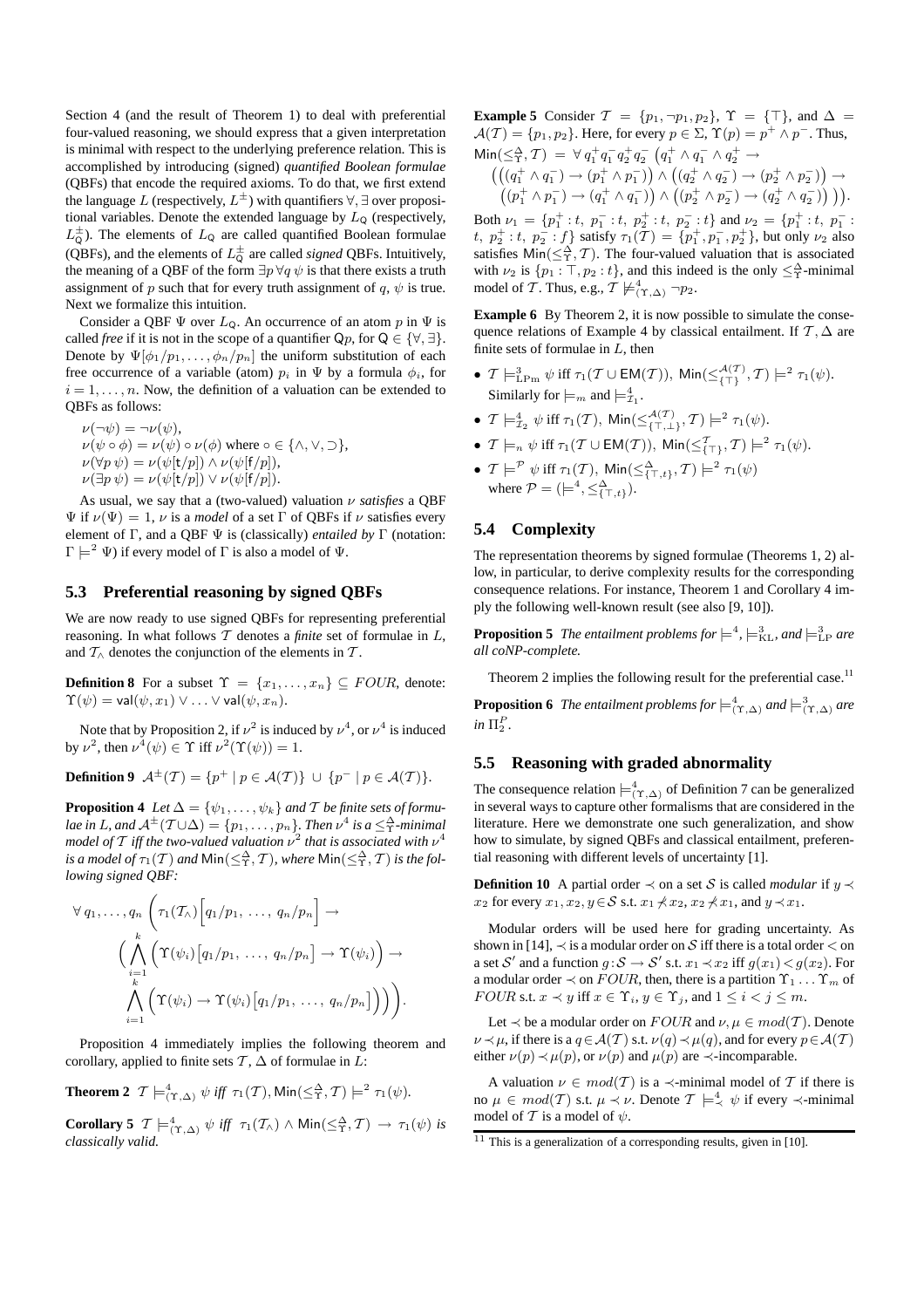Section 4 (and the result of Theorem 1) to deal with preferential four-valued reasoning, we should express that a given interpretation is minimal with respect to the underlying preference relation. This is accomplished by introducing (signed) *quantified Boolean formulae* (QBFs) that encode the required axioms. To do that, we first extend the language $L$ (respectively, $L^{\pm}$) with quantifiers $\forall, \exists$ over propositional variables. Denote the extended language by $L_{\mathsf{Q}}$ (respectively, $L^{\pm}_{\mathsf{Q}}$). The elements of $L_{\mathsf{Q}}$ are called quantified Boolean formulae (QBFs), and the elements of $L^{\pm}_{\mathsf{Q}}$ are called *signed* QBFs. Intuitively, the meaning of a QBF of the form $\exists p \, \forall q \, \psi$ is that there exists a truth assignment of $p$ such that for every truth assignment of $q$, $\psi$ is true. Next we formalize this intuition.

Consider a QBF $\Psi$ over $L_{\mathsf{Q}}$. An occurrence of an atom $p$ in $\Psi$ is called *free* if it is not in the scope of a quantifier $\mathsf{Q}p$, for $\mathsf{Q} \in \{\forall, \exists\}$. Denote by $\Psi[\phi_1/p_1, \ldots, \phi_n/p_n]$ the uniform substitution of each free occurrence of a variable (atom) $p_i$ in $\Psi$ by a formula $\phi_i$, for $i = 1, \ldots, n$. Now, the definition of a valuation can be extended to QBFs as follows:

$\nu(\neg\psi) = \neg\nu(\psi)$,
$\nu(\psi \circ \phi) = \nu(\psi) \circ \nu(\phi)$ where $\circ \in \{\wedge, \vee, \supset\}$,
$\nu(\forall p \, \psi) = \nu(\psi[\mathsf{t}/p]) \wedge \nu(\psi[\mathsf{f}/p])$,
$\nu(\exists p \, \psi) = \nu(\psi[\mathsf{t}/p]) \vee \nu(\psi[\mathsf{f}/p])$.

As usual, we say that a (two-valued) valuation $\nu$ *satisfies* a QBF $\Psi$ if $\nu(\Psi) = 1$, $\nu$ is a *model* of a set $\Gamma$ of QBFs if $\nu$ satisfies every element of $\Gamma$, and a QBF $\Psi$ is (classically) *entailed by* $\Gamma$ (notation: $\Gamma \models^2 \Psi$) if every model of $\Gamma$ is also a model of $\Psi$.

## 5.3 Preferential reasoning by signed QBFs

We are now ready to use signed QBFs for representing preferential reasoning. In what follows $\mathcal{T}$ denotes a *finite* set of formulae in $L$, and $\mathcal{T}_{\wedge}$ denotes the conjunction of the elements in $\mathcal{T}$.

**Definition 8** For a subset $\Upsilon = \{x_1, \ldots, x_n\} \subseteq FOUR$, denote: $\Upsilon(\psi) = \mathsf{val}(\psi, x_1) \vee \ldots \vee \mathsf{val}(\psi, x_n)$.

Note that by Proposition 2, if $\nu^2$ is induced by $\nu^4$, or $\nu^4$ is induced by $\nu^2$, then $\nu^4(\psi) \in \Upsilon$ iff $\nu^2(\Upsilon(\psi)) = 1$.

**Definition 9** $\mathcal{A}^{\pm}(\mathcal{T}) = \{p^+ \mid p \in \mathcal{A}(\mathcal{T})\} \cup \{p^- \mid p \in \mathcal{A}(\mathcal{T})\}$.

**Proposition 4** *Let $\Delta = \{\psi_1, \ldots, \psi_k\}$ and $\mathcal{T}$ be finite sets of formulae in $L$, and $\mathcal{A}^{\pm}(\mathcal{T} \cup \Delta) = \{p_1, \ldots, p_n\}$. Then $\nu^4$ is a $\leq^{\Delta}_{\Upsilon}$-minimal model of $\mathcal{T}$ iff the two-valued valuation $\nu^2$ that is associated with $\nu^4$ is a model of $\tau_1(\mathcal{T})$ and $\mathsf{Min}(\leq^{\Delta}_{\Upsilon}, \mathcal{T})$, where $\mathsf{Min}(\leq^{\Delta}_{\Upsilon}, \mathcal{T})$ is the following signed QBF:*

$$\forall\, q_1, \ldots, q_n \left( \tau_1(\mathcal{T}_{\wedge})\Big[q_1/p_1, \ \ldots, \ q_n/p_n\Big] \rightarrow \Big( \bigwedge_{i=1}^{k} \Big( \Upsilon(\psi_i)\big[q_1/p_1, \ \ldots, \ q_n/p_n\big] \rightarrow \Upsilon(\psi_i) \Big) \rightarrow \bigwedge_{i=1}^{k} \Big( \Upsilon(\psi_i) \rightarrow \Upsilon(\psi_i)\big[q_1/p_1, \ \ldots, \ q_n/p_n\big] \Big) \Big) \right).$$

Proposition 4 immediately implies the following theorem and corollary, applied to finite sets $\mathcal{T}$, $\Delta$ of formulae in $L$:

**Theorem 2** $\mathcal{T} \models^4_{(\Upsilon,\Delta)} \psi$ *iff* $\tau_1(\mathcal{T}), \mathsf{Min}(\leq^{\Delta}_{\Upsilon}, \mathcal{T}) \models^2 \tau_1(\psi)$.

**Corollary 5** $\mathcal{T} \models^4_{(\Upsilon,\Delta)} \psi$ *iff* $\tau_1(\mathcal{T}_{\wedge}) \wedge \mathsf{Min}(\leq^{\Delta}_{\Upsilon}, \mathcal{T}) \rightarrow \tau_1(\psi)$ *is classically valid.*

**Example 5** Consider $\mathcal{T} = \{p_1, \neg p_1, p_2\}$, $\Upsilon = \{\top\}$, and $\Delta = \mathcal{A}(\mathcal{T}) = \{p_1, p_2\}$. Here, for every $p \in \Sigma$, $\Upsilon(p) = p^+ \wedge p^-$. Thus,

$$\mathsf{Min}(\leq^{\Delta}_{\Upsilon}, \mathcal{T}) = \forall\, q_1^+ q_1^- q_2^+ q_2^- \Big( q_1^+ \wedge q_1^- \wedge q_2^+ \rightarrow \Big( \big( (q_1^+ \wedge q_1^-) \rightarrow (p_1^+ \wedge p_1^-) \big) \wedge \big( (q_2^+ \wedge q_2^-) \rightarrow (p_2^+ \wedge p_2^-) \big) \rightarrow \big( (p_1^+ \wedge p_1^-) \rightarrow (q_1^+ \wedge q_1^-) \big) \wedge \big( (p_2^+ \wedge p_2^-) \rightarrow (q_2^+ \wedge q_2^-) \big) \Big) \Big).$$

Both $\nu_1 = \{p_1^+ : t, \ p_1^- : t, \ p_2^+ : t, \ p_2^- : t\}$ and $\nu_2 = \{p_1^+ : t, \ p_1^- : t, \ p_2^+ : t, \ p_2^- : f\}$ satisfy $\tau_1(\mathcal{T}) = \{p_1^+, p_1^-, p_2^+\}$, but only $\nu_2$ also satisfies $\mathsf{Min}(\leq^{\Delta}_{\Upsilon}, \mathcal{T})$. The four-valued valuation that is associated with $\nu_2$ is $\{p_1 : \top, p_2 : t\}$, and this indeed is the only $\leq^{\Delta}_{\Upsilon}$-minimal model of $\mathcal{T}$. Thus, e.g., $\mathcal{T} \not\models^4_{(\Upsilon,\Delta)} \neg p_2$.

**Example 6** By Theorem 2, it is now possible to simulate the consequence relations of Example 4 by classical entailment. If $\mathcal{T}, \Delta$ are finite sets of formulae in $L$, then

- $\mathcal{T} \models^3_{\mathrm{LPm}} \psi$ iff $\tau_1(\mathcal{T} \cup \mathsf{EM}(\mathcal{T}))$, $\mathsf{Min}(\leq^{\mathcal{A}(\mathcal{T})}_{\{\top\}}, \mathcal{T}) \models^2 \tau_1(\psi)$. Similarly for $\models_m$ and $\models^4_{\mathcal{I}_1}$.
- $\mathcal{T} \models^4_{\mathcal{I}_2} \psi$ iff $\tau_1(\mathcal{T})$, $\mathsf{Min}(\leq^{\mathcal{A}(\mathcal{T})}_{\{\top,\bot\}}, \mathcal{T}) \models^2 \tau_1(\psi)$.
- $\mathcal{T} \models_n \psi$ iff $\tau_1(\mathcal{T} \cup \mathsf{EM}(\mathcal{T}))$, $\mathsf{Min}(\leq^{\mathcal{T}}_{\{\top\}}, \mathcal{T}) \models^2 \tau_1(\psi)$.
- $\mathcal{T} \models^{\mathcal{P}} \psi$ iff $\tau_1(\mathcal{T})$, $\mathsf{Min}(\leq^{\Delta}_{\{\top,t\}}, \mathcal{T}) \models^2 \tau_1(\psi)$ where $\mathcal{P} = (\models^4, \leq^{\Delta}_{\{\top,t\}})$.

## 5.4 Complexity

The representation theorems by signed formulae (Theorems 1, 2) allow, in particular, to derive complexity results for the corresponding consequence relations. For instance, Theorem 1 and Corollary 4 imply the following well-known result (see also [9, 10]).

**Proposition 5** *The entailment problems for $\models^4$, $\models^3_{\mathrm{KL}}$, and $\models^3_{\mathrm{LP}}$ are all coNP-complete.*

Theorem 2 implies the following result for the preferential case.[11]

**Proposition 6** *The entailment problems for $\models^4_{(\Upsilon,\Delta)}$ and $\models^3_{(\Upsilon,\Delta)}$ are in $\Pi^P_2$.*

## 5.5 Reasoning with graded abnormality

The consequence relation $\models^4_{(\Upsilon,\Delta)}$ of Definition 7 can be generalized in several ways to capture other formalisms that are considered in the literature. Here we demonstrate one such generalization, and show how to simulate, by signed QBFs and classical entailment, preferential reasoning with different levels of uncertainty [1].

**Definition 10** A partial order $\prec$ on a set $\mathcal{S}$ is called *modular* if $y \prec x_2$ for every $x_1, x_2, y \in \mathcal{S}$ s.t. $x_1 \not\prec x_2$, $x_2 \not\prec x_1$, and $y \prec x_1$.

Modular orders will be used here for grading uncertainty. As shown in [14], $\prec$ is a modular order on $\mathcal{S}$ iff there is a total order $<$ on a set $\mathcal{S}'$ and a function $g : \mathcal{S} \to \mathcal{S}'$ s.t. $x_1 \prec x_2$ iff $g(x_1) < g(x_2)$. For a modular order $\prec$ on $FOUR$, then, there is a partition $\Upsilon_1 \ldots \Upsilon_m$ of $FOUR$ s.t. $x \prec y$ iff $x \in \Upsilon_i$, $y \in \Upsilon_j$, and $1 \leq i < j \leq m$.

Let $\prec$ be a modular order on $FOUR$ and $\nu, \mu \in mod(\mathcal{T})$. Denote $\nu \prec \mu$, if there is a $q \in \mathcal{A}(\mathcal{T})$ s.t. $\nu(q) \prec \mu(q)$, and for every $p \in \mathcal{A}(\mathcal{T})$ either $\nu(p) \prec \mu(p)$, or $\nu(p)$ and $\mu(p)$ are $\prec$-incomparable.

A valuation $\nu \in mod(\mathcal{T})$ is a $\prec$-minimal model of $\mathcal{T}$ if there is no $\mu \in mod(\mathcal{T})$ s.t. $\mu \prec \nu$. Denote $\mathcal{T} \models^4_{\prec} \psi$ if every $\prec$-minimal model of $\mathcal{T}$ is a model of $\psi$.

[11] This is a generalization of a corresponding results, given in [10].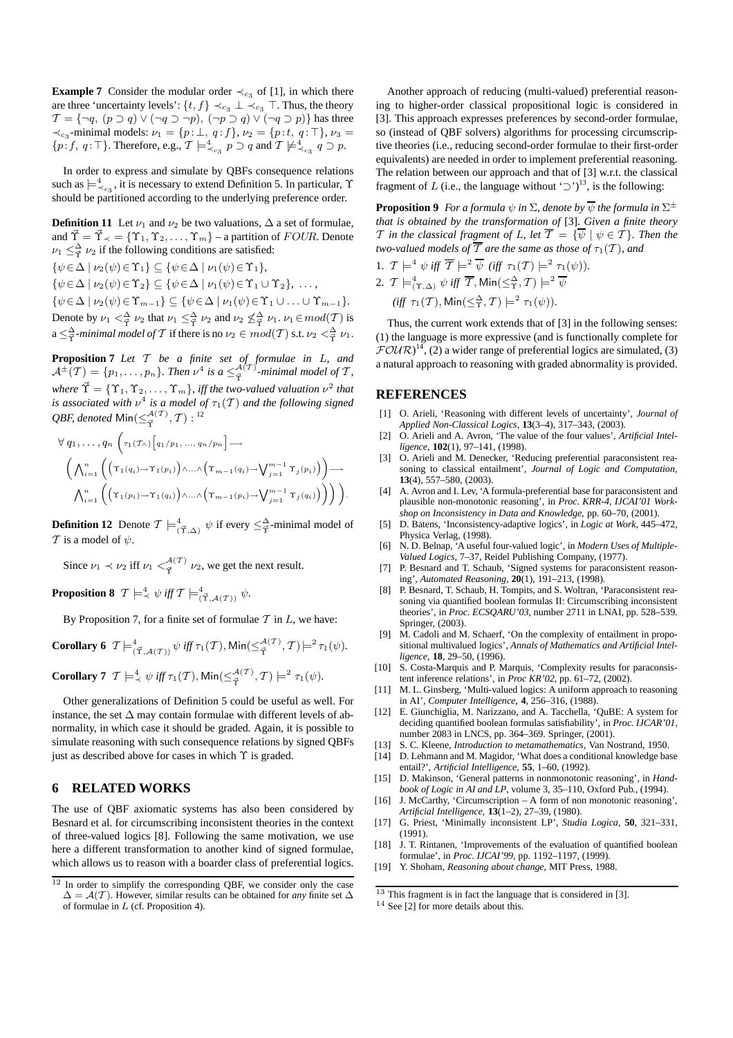**Example 7** Consider the modular order $\prec_{c_3}$ of [1], in which there are three 'uncertainty levels': $\{t, f\} \prec_{c_3} \bot \prec_{c_3} \top$. Thus, the theory $\mathcal{T} = \{\neg q,\ (p \supset q) \vee (\neg q \supset \neg p),\ (\neg p \supset q) \vee (\neg q \supset p)\}$ has three $\prec_{c_3}$-minimal models: $\nu_1 = \{p : \bot,\ q : f\}$, $\nu_2 = \{p : t,\ q : \top\}$, $\nu_3 = \{p : f,\ q : \top\}$. Therefore, e.g., $\mathcal{T} \models^4_{\prec_{c_3}} p \supset q$ and $\mathcal{T} \not\models^4_{\prec_{c_3}} q \supset p$.

In order to express and simulate by QBFs consequence relations such as $\models^4_{\prec_{c_3}}$, it is necessary to extend Definition 5. In particular, $\Upsilon$ should be partitioned according to the underlying preference order.

**Definition 11** Let $\nu_1$ and $\nu_2$ be two valuations, $\Delta$ a set of formulae, and $\vec{\Upsilon} = \vec{\Upsilon}_{\prec} = \{\Upsilon_1, \Upsilon_2, \ldots, \Upsilon_m\}$ – a partition of $FOUR$. Denote $\nu_1 \leq^{\Delta}_{\vec{\Upsilon}} \nu_2$ if the following conditions are satisfied:

$\{\psi \in \Delta \mid \nu_2(\psi) \in \Upsilon_1\} \subseteq \{\psi \in \Delta \mid \nu_1(\psi) \in \Upsilon_1\}$,

$\{\psi \in \Delta \mid \nu_2(\psi) \in \Upsilon_2\} \subseteq \{\psi \in \Delta \mid \nu_1(\psi) \in \Upsilon_1 \cup \Upsilon_2\}$, $\ldots$,

$\{\psi \in \Delta \mid \nu_2(\psi) \in \Upsilon_{m-1}\} \subseteq \{\psi \in \Delta \mid \nu_1(\psi) \in \Upsilon_1 \cup \ldots \cup \Upsilon_{m-1}\}$.

Denote by $\nu_1 <^{\Delta}_{\vec{\Upsilon}} \nu_2$ that $\nu_1 \leq^{\Delta}_{\vec{\Upsilon}} \nu_2$ and $\nu_2 \not\leq^{\Delta}_{\vec{\Upsilon}} \nu_1$. $\nu_1 \in mod(\mathcal{T})$ is a $\leq^{\Delta}_{\vec{\Upsilon}}$*-minimal model of* $\mathcal{T}$ if there is no $\nu_2 \in mod(\mathcal{T})$ s.t. $\nu_2 <^{\Delta}_{\vec{\Upsilon}} \nu_1$.

**Proposition 7** *Let $\mathcal{T}$ be a finite set of formulae in $L$, and $\mathcal{A}^{\pm}(\mathcal{T}) = \{p_1, \ldots, p_n\}$. Then $\nu^4$ is a $\leq^{\mathcal{A}(\mathcal{T})}_{\vec{\Upsilon}}$-minimal model of $\mathcal{T}$, where $\vec{\Upsilon} = \{\Upsilon_1, \Upsilon_2, \ldots, \Upsilon_m\}$, iff the two-valued valuation $\nu^2$ that is associated with $\nu^4$ is a model of $\tau_1(\mathcal{T})$ and the following signed QBF, denoted* $\mathsf{Min}(\leq^{\mathcal{A}(\mathcal{T})}_{\vec{\Upsilon}}, \mathcal{T})$ *:* [12]

$$
\begin{aligned}
&\forall\, q_1, \ldots, q_n \left( \tau_1(\mathcal{T}_{\wedge})\left[ q_1/p_1,\, \ldots,\, q_n/p_n \right] \longrightarrow \right. \\
&\left( \bigwedge_{i=1}^{n} \left( \left( \Upsilon_1(q_i) \to \Upsilon_1(p_i) \right) \wedge \ldots \wedge \left( \Upsilon_{m-1}(q_i) \to \bigvee_{j=1}^{m-1} \Upsilon_j(p_i) \right) \right) \longrightarrow \right. \\
&\left. \left. \bigwedge_{i=1}^{n} \left( \left( \Upsilon_1(p_i) \to \Upsilon_1(q_i) \right) \wedge \ldots \wedge \left( \Upsilon_{m-1}(p_i) \to \bigvee_{j=1}^{m-1} \Upsilon_j(q_i) \right) \right) \right) \right).
\end{aligned}
$$

**Definition 12** Denote $\mathcal{T} \models^4_{(\vec{\Upsilon}, \Delta)} \psi$ if every $\leq^{\Delta}_{\vec{\Upsilon}}$-minimal model of $\mathcal{T}$ is a model of $\psi$.

Since $\nu_1 \prec \nu_2$ iff $\nu_1 <^{\mathcal{A}(\mathcal{T})}_{\vec{\Upsilon}} \nu_2$, we get the next result.

**Proposition 8** $\mathcal{T} \models^4_{\prec} \psi$ *iff* $\mathcal{T} \models^4_{(\vec{\Upsilon}, \mathcal{A}(\mathcal{T}))} \psi$.

By Proposition 7, for a finite set of formulae $\mathcal{T}$ in $L$, we have:

**Corollary 6** $\mathcal{T} \models^4_{(\vec{\Upsilon}, \mathcal{A}(\mathcal{T}))} \psi$ *iff* $\tau_1(\mathcal{T}), \mathsf{Min}(\leq^{\mathcal{A}(\mathcal{T})}_{\vec{\Upsilon}}, \mathcal{T}) \models^2 \tau_1(\psi)$.

**Corollary 7** $\mathcal{T} \models^4_{\prec} \psi$ *iff* $\tau_1(\mathcal{T}), \mathsf{Min}(\leq^{\mathcal{A}(\mathcal{T})}_{\vec{\Upsilon}}, \mathcal{T}) \models^2 \tau_1(\psi)$.

Other generalizations of Definition 5 could be useful as well. For instance, the set $\Delta$ may contain formulae with different levels of abnormality, in which case it should be graded. Again, it is possible to simulate reasoning with such consequence relations by signed QBFs just as described above for cases in which $\Upsilon$ is graded.

## 6 RELATED WORKS

The use of QBF axiomatic systems has also been considered by Besnard et al. for circumscribing inconsistent theories in the context of three-valued logics [8]. Following the same motivation, we use here a different transformation to another kind of signed formulae, which allows us to reason with a boarder class of preferential logics.

[12] In order to simplify the corresponding QBF, we consider only the case $\Delta = \mathcal{A}(\mathcal{T})$. However, similar results can be obtained for *any* finite set $\Delta$ of formulae in $L$ (cf. Proposition 4).

Another approach of reducing (multi-valued) preferential reasoning to higher-order classical propositional logic is considered in [3]. This approach expresses preferences by second-order formulae, so (instead of QBF solvers) algorithms for processing circumscriptive theories (i.e., reducing second-order formulae to their first-order equivalents) are needed in order to implement preferential reasoning. The relation between our approach and that of [3] w.r.t. the classical fragment of $L$ (i.e., the language without '$\supset$')[13], is the following:

**Proposition 9** *For a formula $\psi$ in $\Sigma$, denote by $\overline{\psi}$ the formula in $\Sigma^{\pm}$ that is obtained by the transformation of* [3]. *Given a finite theory $\mathcal{T}$ in the classical fragment of $L$, let $\overline{\mathcal{T}} = \{\overline{\psi} \mid \psi \in \mathcal{T}\}$. Then the two-valued models of $\overline{\mathcal{T}}$ are the same as those of $\tau_1(\mathcal{T})$, and*

1. $\mathcal{T} \models^4 \psi$ *iff* $\overline{\mathcal{T}} \models^2 \overline{\psi}$ *(iff* $\tau_1(\mathcal{T}) \models^2 \tau_1(\psi)$*).*
2. $\mathcal{T} \models^4_{(\Upsilon, \Delta)} \psi$ *iff* $\overline{\mathcal{T}}, \mathsf{Min}(\leq^{\Delta}_{\Upsilon}, \mathcal{T}) \models^2 \overline{\psi}$
   *(iff* $\tau_1(\mathcal{T}), \mathsf{Min}(\leq^{\Delta}_{\Upsilon}, \mathcal{T}) \models^2 \tau_1(\psi)$*).*

Thus, the current work extends that of [3] in the following senses: (1) the language is more expressive (and is functionally complete for $\mathcal{FOUR}$)[14], (2) a wider range of preferential logics are simulated, (3) a natural approach to reasoning with graded abnormality is provided.

## REFERENCES

[1] O. Arieli, 'Reasoning with different levels of uncertainty', *Journal of Applied Non-Classical Logics*, **13**(3–4), 317–343, (2003).

[2] O. Arieli and A. Avron, 'The value of the four values', *Artificial Intelligence*, **102**(1), 97–141, (1998).

[3] O. Arieli and M. Denecker, 'Reducing preferential paraconsistent reasoning to classical entailment', *Journal of Logic and Computation*, **13**(4), 557–580, (2003).

[4] A. Avron and I. Lev, 'A formula-preferential base for paraconsistent and plausible non-monotonic reasoning', in *Proc. KRR-4, IJCAI'01 Workshop on Inconsistency in Data and Knowledge*, pp. 60–70, (2001).

[5] D. Batens, 'Inconsistency-adaptive logics', in *Logic at Work*, 445–472, Physica Verlag, (1998).

[6] N. D. Belnap, 'A useful four-valued logic', in *Modern Uses of Multiple-Valued Logics*, 7–37, Reidel Publishing Company, (1977).

[7] P. Besnard and T. Schaub, 'Signed systems for paraconsistent reasoning', *Automated Reasoning*, **20**(1), 191–213, (1998).

[8] P. Besnard, T. Schaub, H. Tompits, and S. Woltran, 'Paraconsistent reasoning via quantified boolean formulas II: Circumscribing inconsistent theories', in *Proc. ECSQARU'03*, number 2711 in LNAI, pp. 528–539. Springer, (2003).

[9] M. Cadoli and M. Schaerf, 'On the complexity of entailment in propositional multivalued logics', *Annals of Mathematics and Artificial Intelligence*, **18**, 29–50, (1996).

[10] S. Costa-Marquis and P. Marquis, 'Complexity results for paraconsistent inference relations', in *Proc KR'02*, pp. 61–72, (2002).

[11] M. L. Ginsberg, 'Multi-valued logics: A uniform approach to reasoning in AI', *Computer Intelligence*, **4**, 256–316, (1988).

[12] E. Giunchiglia, M. Narizzano, and A. Tacchella, 'QuBE: A system for deciding quantified boolean formulas satisfiability', in *Proc. IJCAR'01*, number 2083 in LNCS, pp. 364–369. Springer, (2001).

[13] S. C. Kleene, *Introduction to metamathematics*, Van Nostrand, 1950.

[14] D. Lehmann and M. Magidor, 'What does a conditional knowledge base entail?', *Artificial Intelligence*, **55**, 1–60, (1992).

[15] D. Makinson, 'General patterns in nonmonotonic reasoning', in *Handbook of Logic in AI and LP*, volume 3, 35–110, Oxford Pub., (1994).

[16] J. McCarthy, 'Circumscription – A form of non monotonic reasoning', *Artificial Intelligence*, **13**(1–2), 27–39, (1980).

[17] G. Priest, 'Minimally inconsistent LP', *Studia Logica*, **50**, 321–331, (1991).

[18] J. T. Rintanen, 'Improvements of the evaluation of quantified boolean formulae', in *Proc. IJCAI'99*, pp. 1192–1197, (1999).

[19] Y. Shoham, *Reasoning about change*, MIT Press, 1988.

[13] This fragment is in fact the language that is considered in [3].

[14] See [2] for more details about this.